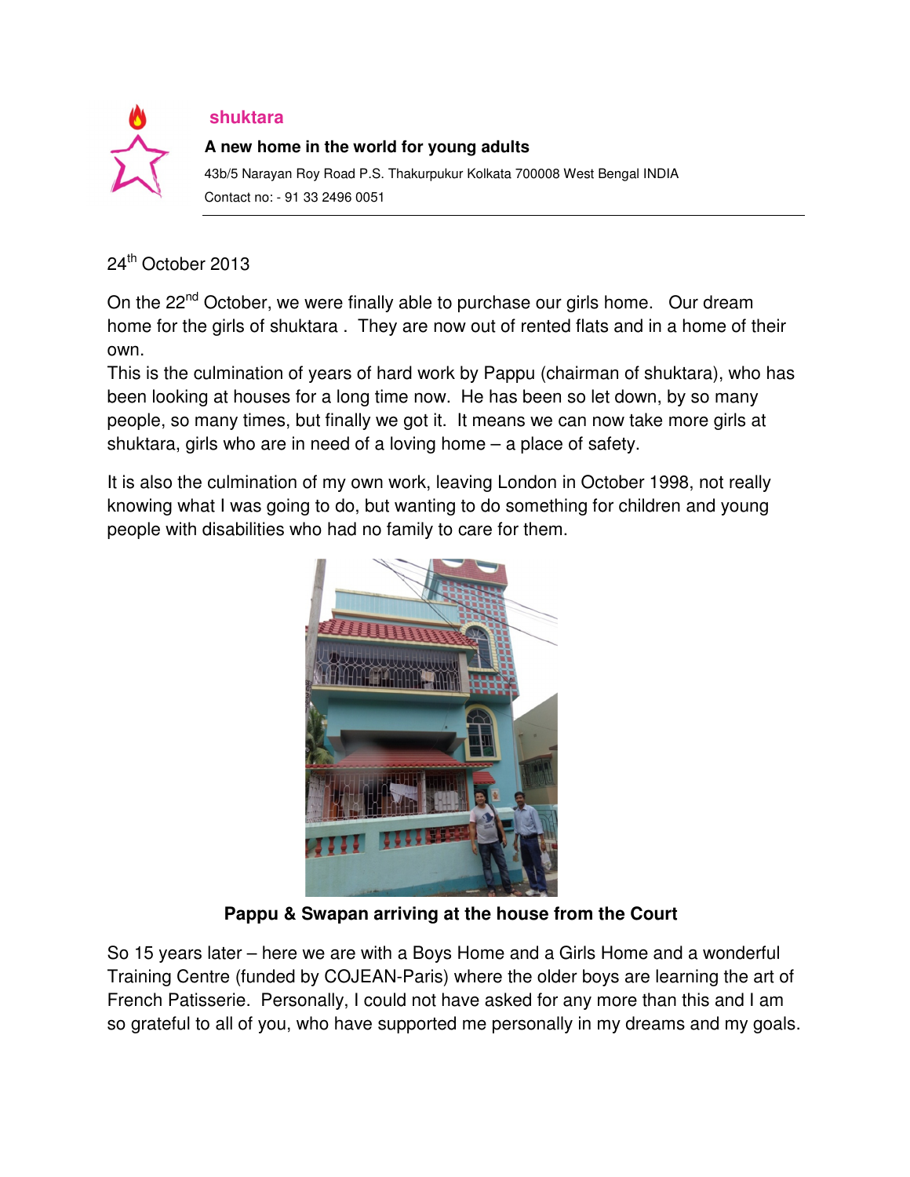**shuktara**

**A new home in the world for young adults**

43b/5 Narayan Roy Road P.S. Thakurpukur Kolkata 700008 West Bengal INDIA

Contact no: - 91 33 2496 0051

24th October 2013

On the 22nd October, we were finally able to purchase our girls home. Our dream home for the girls of shuktara . They are now out of rented flats and in a home of their own.

This is the culmination of years of hard work by Pappu (chairman of shuktara), who has been looking at houses for a long time now. He has been so let down, by so many people, so many times, but finally we got it. It means we can now take more girls at shuktara, girls who are in need of a loving home – a place of safety.

It is also the culmination of my own work, leaving London in October 1998, not really knowing what I was going to do, but wanting to do something for children and young people with disabilities who had no family to care for them.

**Pappu & Swapan arriving at the house from the Court**

So 15 years later – here we are with a Boys Home and a Girls Home and a wonderful Training Centre (funded by COJEAN-Paris) where the older boys are learning the art of French Patisserie. Personally, I could not have asked for any more than this and I am so grateful to all of you, who have supported me personally in my dreams and my goals.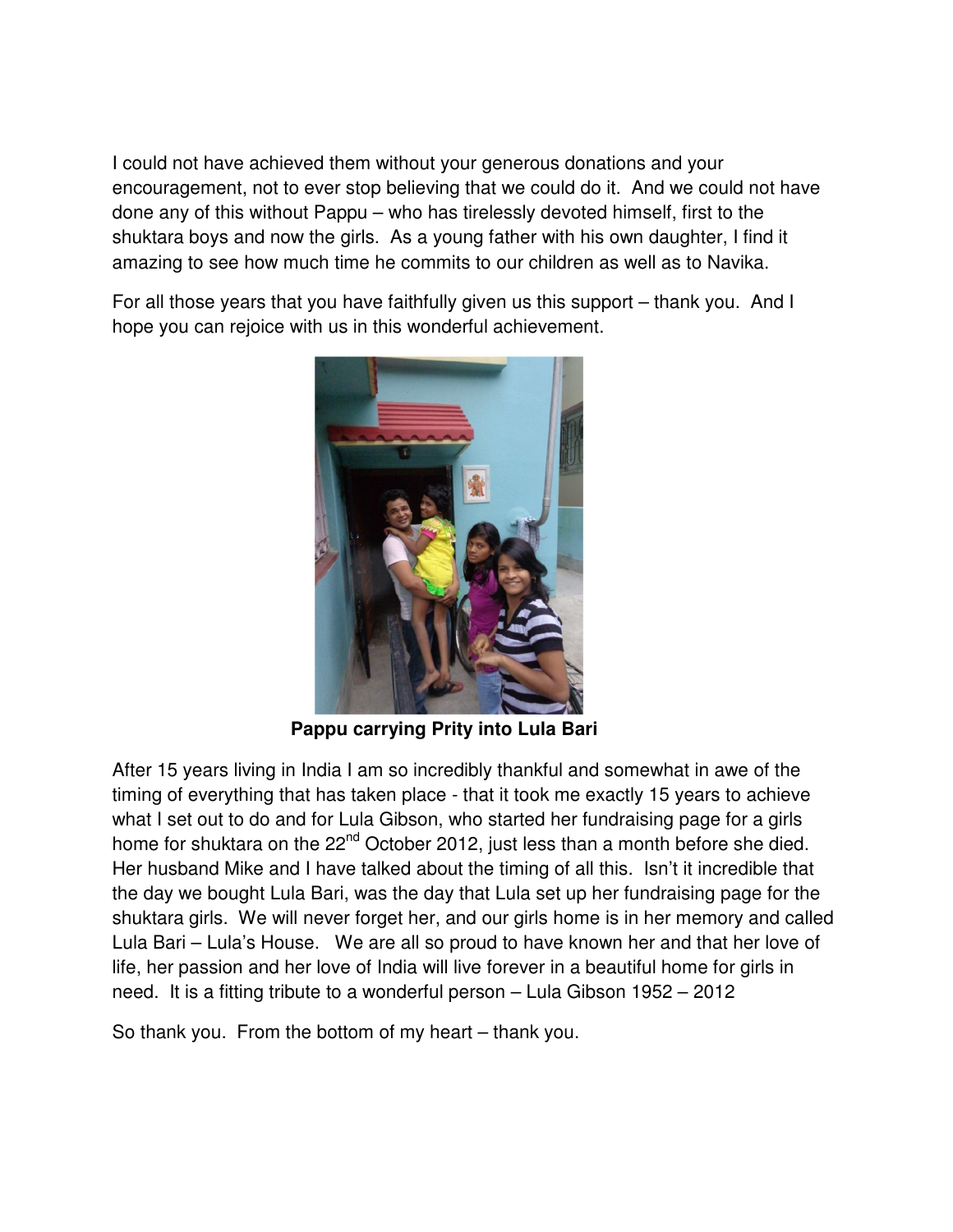I could not have achieved them without your generous donations and your encouragement, not to ever stop believing that we could do it. And we could not have done any of this without Pappu – who has tirelessly devoted himself, first to the shuktara boys and now the girls. As a young father with his own daughter, I find it amazing to see how much time he commits to our children as well as to Navika.

For all those years that you have faithfully given us this support – thank you. And I hope you can rejoice with us in this wonderful achievement.

**Pappu carrying Prity into Lula Bari**

After 15 years living in India I am so incredibly thankful and somewhat in awe of the timing of everything that has taken place - that it took me exactly 15 years to achieve what I set out to do and for Lula Gibson, who started her fundraising page for a girls home for shuktara on the 22nd October 2012, just less than a month before she died. Her husband Mike and I have talked about the timing of all this. Isn't it incredible that the day we bought Lula Bari, was the day that Lula set up her fundraising page for the shuktara girls. We will never forget her, and our girls home is in her memory and called Lula Bari – Lula's House. We are all so proud to have known her and that her love of life, her passion and her love of India will live forever in a beautiful home for girls in need. It is a fitting tribute to a wonderful person – Lula Gibson 1952 – 2012

So thank you. From the bottom of my heart – thank you.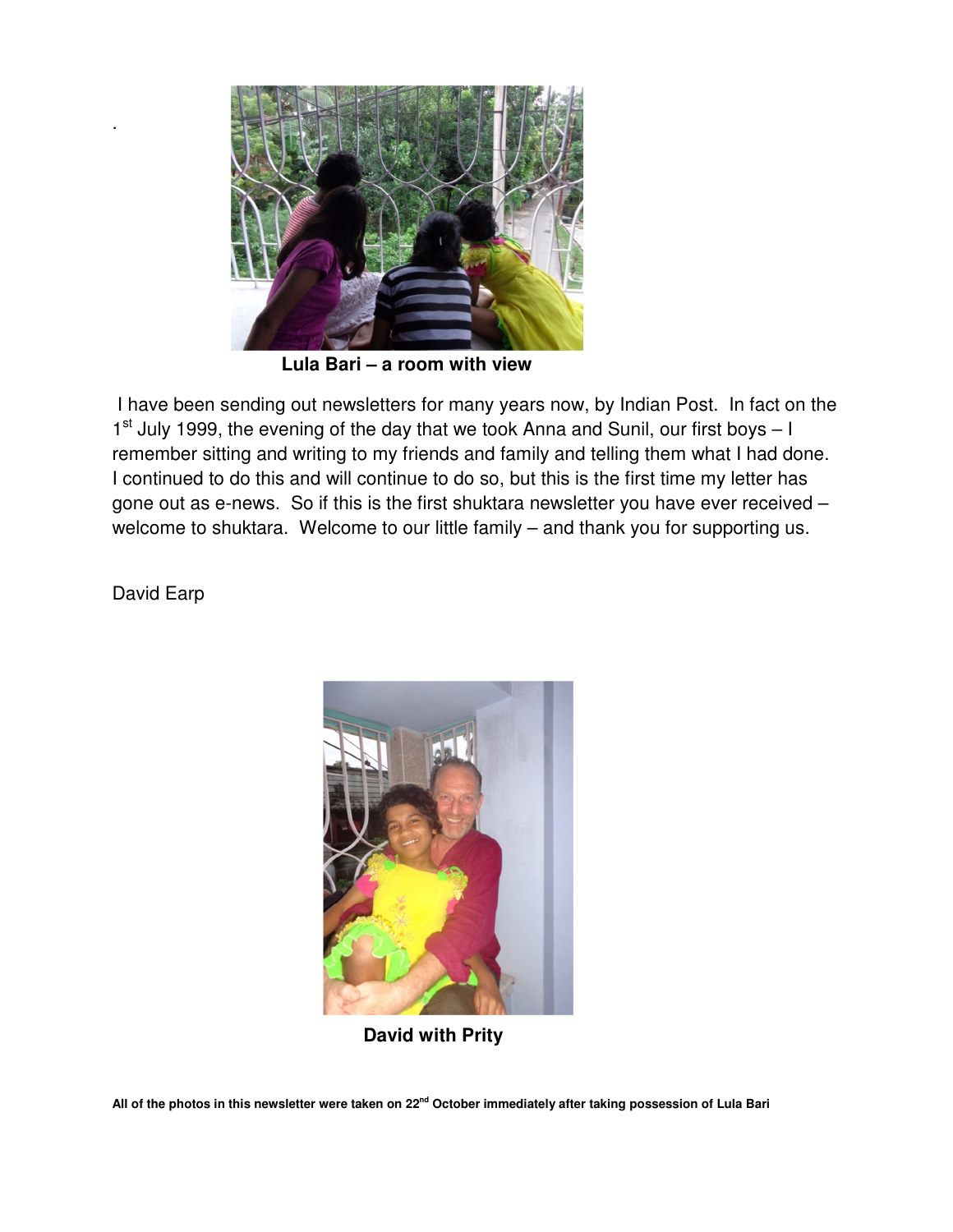.

**Lula Bari – a room with view**

I have been sending out newsletters for many years now, by Indian Post. In fact on the 1st July 1999, the evening of the day that we took Anna and Sunil, our first boys – I remember sitting and writing to my friends and family and telling them what I had done. I continued to do this and will continue to do so, but this is the first time my letter has gone out as e-news. So if this is the first shuktara newsletter you have ever received – welcome to shuktara. Welcome to our little family – and thank you for supporting us.

David Earp

**David with Prity**

**All of the photos in this newsletter were taken on 22nd October immediately after taking possession of Lula Bari**